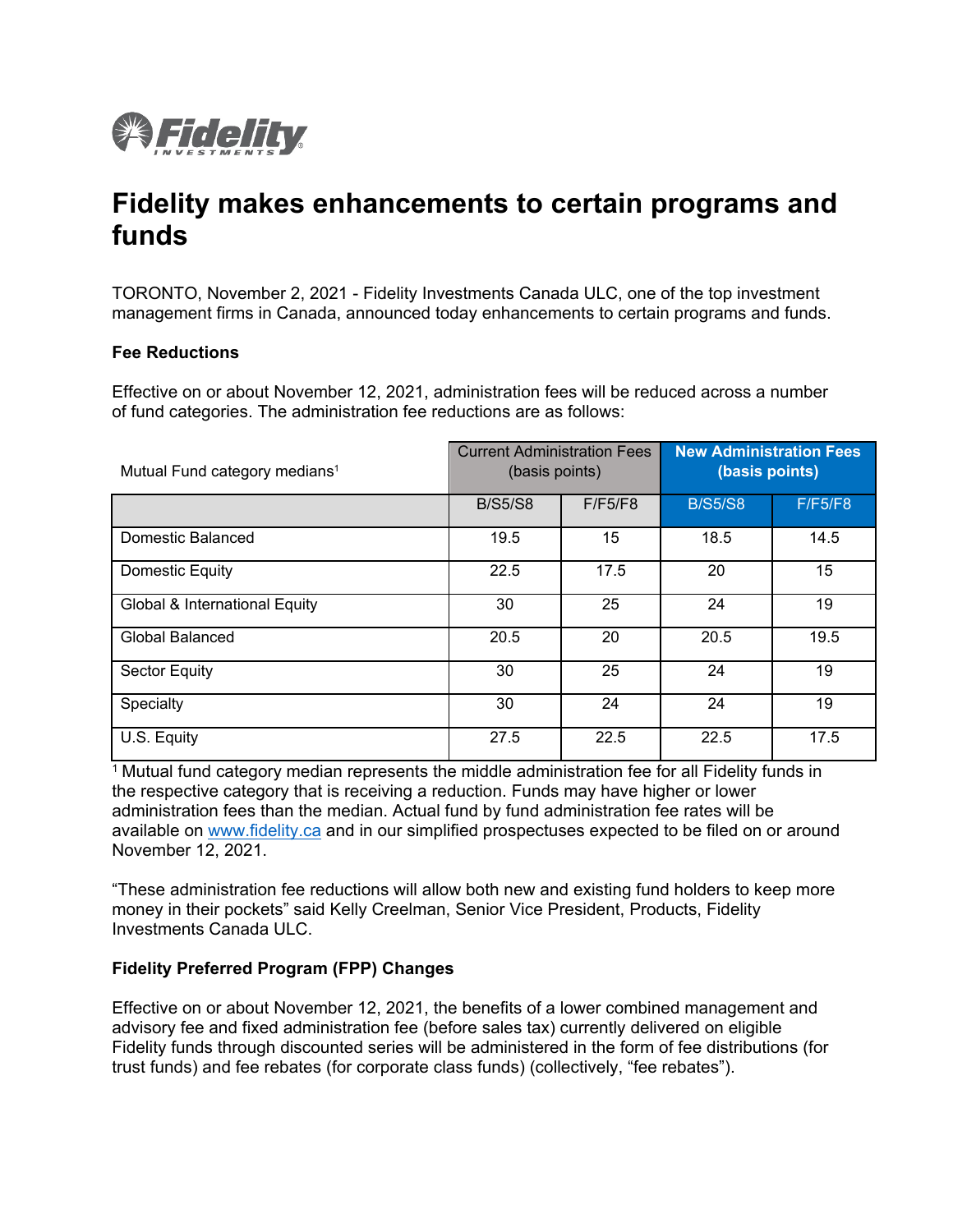# Fidelity makes enhancements to certain programs and funds

TORONTO, November 2, 2021 - Fidelity Investments Canada ULC, one of the top investment management firms in Canada, announced today enhancements to certain programs and funds.

### Fee Reductions

Effective on or about November 12, 2021, administration fees will be reduced across a number of fund categories. The administration fee reductions are as follows:

| Mutual Fund category medians[1] | Current Administration Fees (basis points) | | New Administration Fees (basis points) | |
|---|---|---|---|---|
| | B/S5/S8 | F/F5/F8 | B/S5/S8 | F/F5/F8 |
| Domestic Balanced | 19.5 | 15 | 18.5 | 14.5 |
| Domestic Equity | 22.5 | 17.5 | 20 | 15 |
| Global & International Equity | 30 | 25 | 24 | 19 |
| Global Balanced | 20.5 | 20 | 20.5 | 19.5 |
| Sector Equity | 30 | 25 | 24 | 19 |
| Specialty | 30 | 24 | 24 | 19 |
| U.S. Equity | 27.5 | 22.5 | 22.5 | 17.5 |

[1] Mutual fund category median represents the middle administration fee for all Fidelity funds in the respective category that is receiving a reduction. Funds may have higher or lower administration fees than the median. Actual fund by fund administration fee rates will be available on www.fidelity.ca and in our simplified prospectuses expected to be filed on or around November 12, 2021.

"These administration fee reductions will allow both new and existing fund holders to keep more money in their pockets" said Kelly Creelman, Senior Vice President, Products, Fidelity Investments Canada ULC.

### Fidelity Preferred Program (FPP) Changes

Effective on or about November 12, 2021, the benefits of a lower combined management and advisory fee and fixed administration fee (before sales tax) currently delivered on eligible Fidelity funds through discounted series will be administered in the form of fee distributions (for trust funds) and fee rebates (for corporate class funds) (collectively, "fee rebates").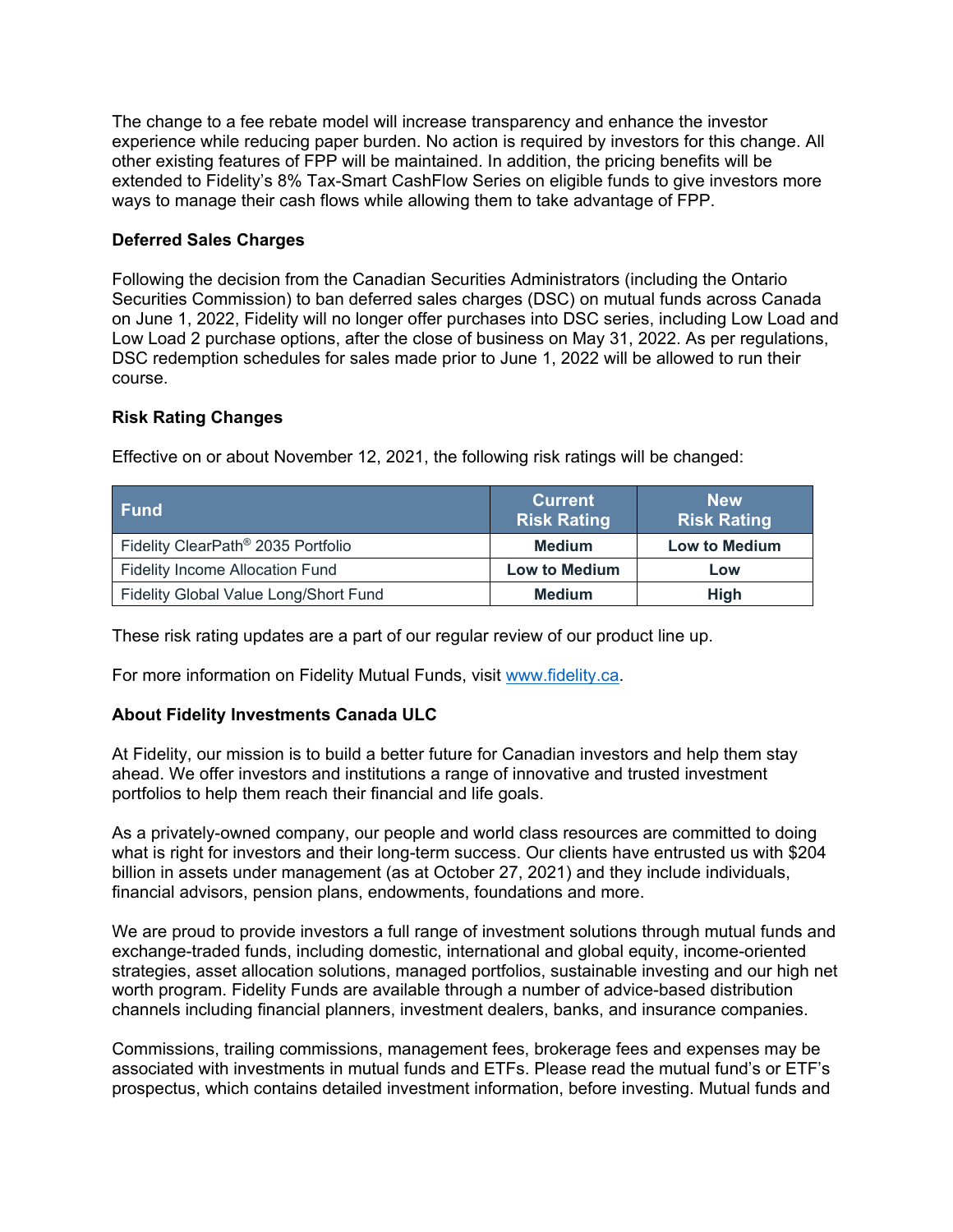The change to a fee rebate model will increase transparency and enhance the investor experience while reducing paper burden. No action is required by investors for this change. All other existing features of FPP will be maintained. In addition, the pricing benefits will be extended to Fidelity's 8% Tax-Smart CashFlow Series on eligible funds to give investors more ways to manage their cash flows while allowing them to take advantage of FPP.

**Deferred Sales Charges**

Following the decision from the Canadian Securities Administrators (including the Ontario Securities Commission) to ban deferred sales charges (DSC) on mutual funds across Canada on June 1, 2022, Fidelity will no longer offer purchases into DSC series, including Low Load and Low Load 2 purchase options, after the close of business on May 31, 2022. As per regulations, DSC redemption schedules for sales made prior to June 1, 2022 will be allowed to run their course.

**Risk Rating Changes**

Effective on or about November 12, 2021, the following risk ratings will be changed:

| Fund | Current Risk Rating | New Risk Rating |
|---|---|---|
| Fidelity ClearPath® 2035 Portfolio | **Medium** | **Low to Medium** |
| Fidelity Income Allocation Fund | **Low to Medium** | **Low** |
| Fidelity Global Value Long/Short Fund | **Medium** | **High** |

These risk rating updates are a part of our regular review of our product line up.

For more information on Fidelity Mutual Funds, visit [www.fidelity.ca](www.fidelity.ca).

**About Fidelity Investments Canada ULC**

At Fidelity, our mission is to build a better future for Canadian investors and help them stay ahead. We offer investors and institutions a range of innovative and trusted investment portfolios to help them reach their financial and life goals.

As a privately-owned company, our people and world class resources are committed to doing what is right for investors and their long-term success. Our clients have entrusted us with $204 billion in assets under management (as at October 27, 2021) and they include individuals, financial advisors, pension plans, endowments, foundations and more.

We are proud to provide investors a full range of investment solutions through mutual funds and exchange-traded funds, including domestic, international and global equity, income-oriented strategies, asset allocation solutions, managed portfolios, sustainable investing and our high net worth program. Fidelity Funds are available through a number of advice-based distribution channels including financial planners, investment dealers, banks, and insurance companies.

Commissions, trailing commissions, management fees, brokerage fees and expenses may be associated with investments in mutual funds and ETFs. Please read the mutual fund's or ETF's prospectus, which contains detailed investment information, before investing. Mutual funds and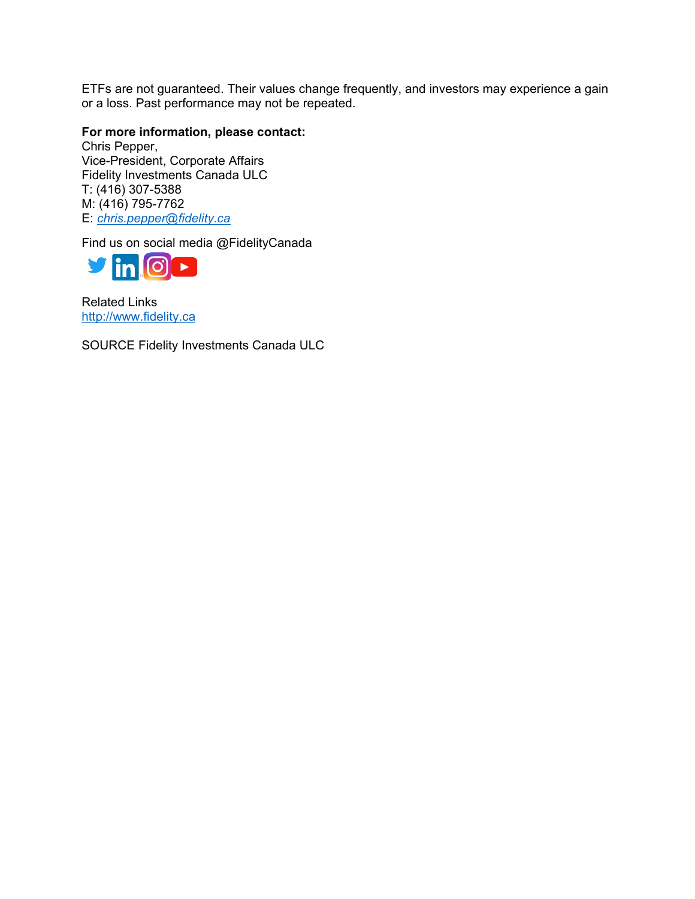ETFs are not guaranteed. Their values change frequently, and investors may experience a gain or a loss. Past performance may not be repeated.

**For more information, please contact:**
Chris Pepper,
Vice-President, Corporate Affairs
Fidelity Investments Canada ULC
T: (416) 307-5388
M: (416) 795-7762
E: *chris.pepper@fidelity.ca*

Find us on social media @FidelityCanada

Related Links
http://www.fidelity.ca

SOURCE Fidelity Investments Canada ULC